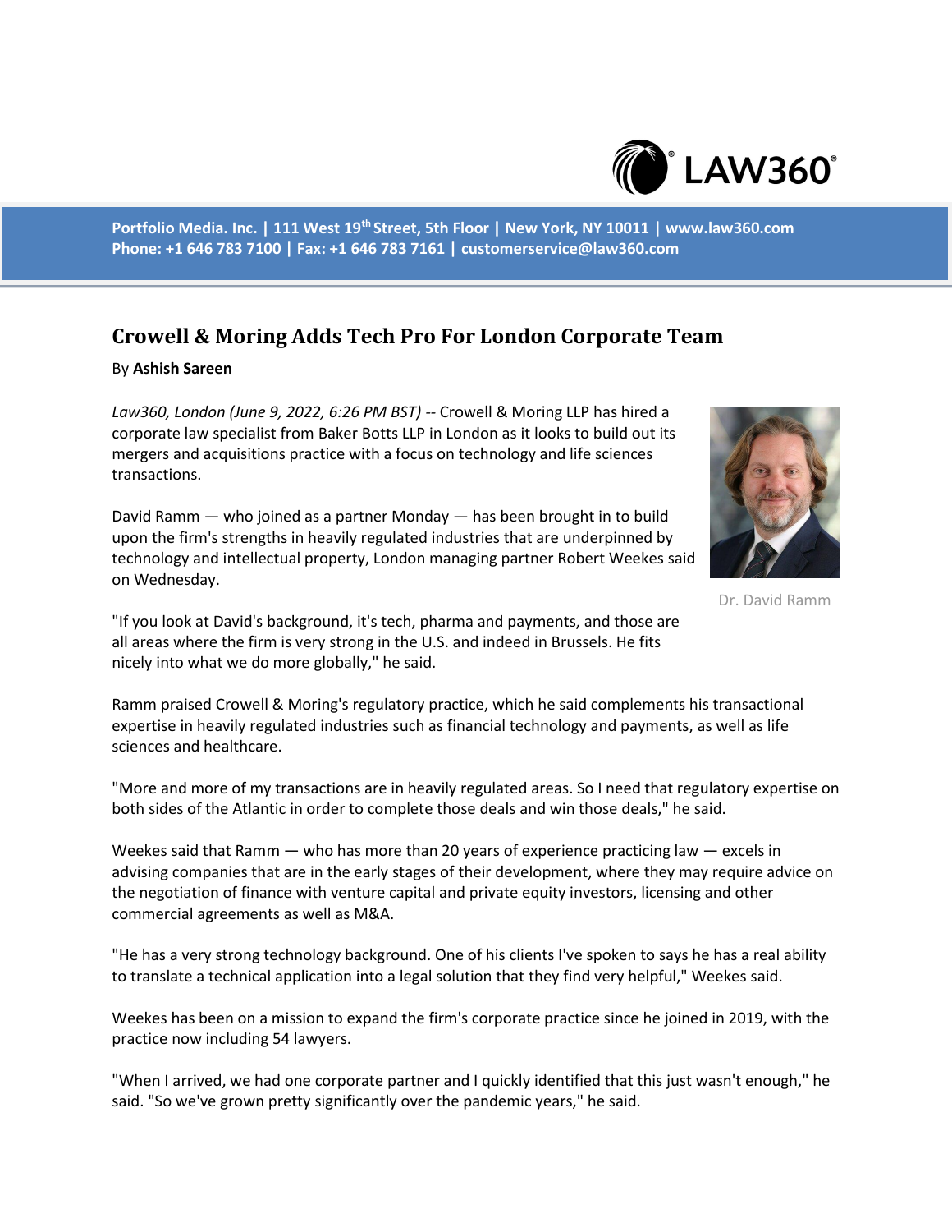Portfolio Media. Inc. | 111 West 19th Street, 5th Floor | New York, NY 10011 | www.law360.com
Phone: +1 646 783 7100 | Fax: +1 646 783 7161 | customerservice@law360.com

# Crowell & Moring Adds Tech Pro For London Corporate Team

By **Ashish Sareen**

*Law360, London (June 9, 2022, 6:26 PM BST)* -- Crowell & Moring LLP has hired a corporate law specialist from Baker Botts LLP in London as it looks to build out its mergers and acquisitions practice with a focus on technology and life sciences transactions.

Dr. David Ramm

David Ramm — who joined as a partner Monday — has been brought in to build upon the firm's strengths in heavily regulated industries that are underpinned by technology and intellectual property, London managing partner Robert Weekes said on Wednesday.

"If you look at David's background, it's tech, pharma and payments, and those are all areas where the firm is very strong in the U.S. and indeed in Brussels. He fits nicely into what we do more globally," he said.

Ramm praised Crowell & Moring's regulatory practice, which he said complements his transactional expertise in heavily regulated industries such as financial technology and payments, as well as life sciences and healthcare.

"More and more of my transactions are in heavily regulated areas. So I need that regulatory expertise on both sides of the Atlantic in order to complete those deals and win those deals," he said.

Weekes said that Ramm — who has more than 20 years of experience practicing law — excels in advising companies that are in the early stages of their development, where they may require advice on the negotiation of finance with venture capital and private equity investors, licensing and other commercial agreements as well as M&A.

"He has a very strong technology background. One of his clients I've spoken to says he has a real ability to translate a technical application into a legal solution that they find very helpful," Weekes said.

Weekes has been on a mission to expand the firm's corporate practice since he joined in 2019, with the practice now including 54 lawyers.

"When I arrived, we had one corporate partner and I quickly identified that this just wasn't enough," he said. "So we've grown pretty significantly over the pandemic years," he said.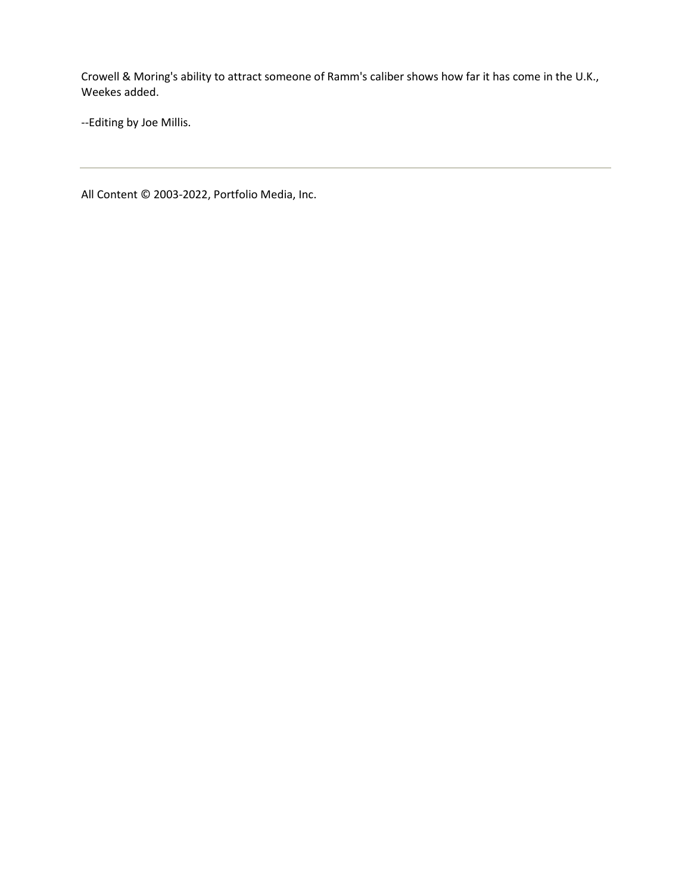Crowell & Moring's ability to attract someone of Ramm's caliber shows how far it has come in the U.K., Weekes added.

--Editing by Joe Millis.

---

All Content © 2003-2022, Portfolio Media, Inc.